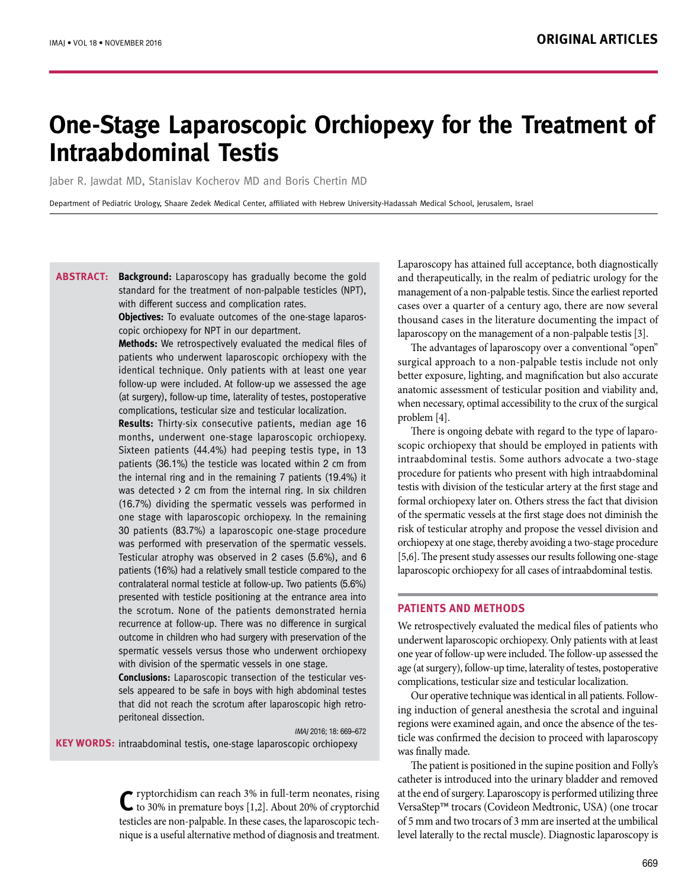# One-Stage Laparoscopic Orchiopexy for the Treatment of Intraabdominal Testis

Jaber R. Jawdat MD, Stanislav Kocherov MD and Boris Chertin MD

Department of Pediatric Urology, Shaare Zedek Medical Center, affiliated with Hebrew University-Hadassah Medical School, Jerusalem, Israel

**ABSTRACT:** **Background:** Laparoscopy has gradually become the gold standard for the treatment of non-palpable testicles (NPT), with different success and complication rates.

**Objectives:** To evaluate outcomes of the one-stage laparoscopic orchiopexy for NPT in our department.

**Methods:** We retrospectively evaluated the medical files of patients who underwent laparoscopic orchiopexy with the identical technique. Only patients with at least one year follow-up were included. At follow-up we assessed the age (at surgery), follow-up time, laterality of testes, postoperative complications, testicular size and testicular localization.

**Results:** Thirty-six consecutive patients, median age 16 months, underwent one-stage laparoscopic orchiopexy. Sixteen patients (44.4%) had peeping testis type, in 13 patients (36.1%) the testicle was located within 2 cm from the internal ring and in the remaining 7 patients (19.4%) it was detected › 2 cm from the internal ring. In six children (16.7%) dividing the spermatic vessels was performed in one stage with laparoscopic orchiopexy. In the remaining 30 patients (83.7%) a laparoscopic one-stage procedure was performed with preservation of the spermatic vessels. Testicular atrophy was observed in 2 cases (5.6%), and 6 patients (16%) had a relatively small testicle compared to the contralateral normal testicle at follow-up. Two patients (5.6%) presented with testicle positioning at the entrance area into the scrotum. None of the patients demonstrated hernia recurrence at follow-up. There was no difference in surgical outcome in children who had surgery with preservation of the spermatic vessels versus those who underwent orchiopexy with division of the spermatic vessels in one stage.

**Conclusions:** Laparoscopic transection of the testicular vessels appeared to be safe in boys with high abdominal testes that did not reach the scrotum after laparoscopic high retroperitoneal dissection.

*IMAJ* 2016; 18: 669–672

**KEY WORDS:** intraabdominal testis, one-stage laparoscopic orchiopexy

Cryptorchidism can reach 3% in full-term neonates, rising to 30% in premature boys [1,2]. About 20% of cryptorchid testicles are non-palpable. In these cases, the laparoscopic technique is a useful alternative method of diagnosis and treatment. Laparoscopy has attained full acceptance, both diagnostically and therapeutically, in the realm of pediatric urology for the management of a non-palpable testis. Since the earliest reported cases over a quarter of a century ago, there are now several thousand cases in the literature documenting the impact of laparoscopy on the management of a non-palpable testis [3].

The advantages of laparoscopy over a conventional "open" surgical approach to a non-palpable testis include not only better exposure, lighting, and magnification but also accurate anatomic assessment of testicular position and viability and, when necessary, optimal accessibility to the crux of the surgical problem [4].

There is ongoing debate with regard to the type of laparoscopic orchiopexy that should be employed in patients with intraabdominal testis. Some authors advocate a two-stage procedure for patients who present with high intraabdominal testis with division of the testicular artery at the first stage and formal orchiopexy later on. Others stress the fact that division of the spermatic vessels at the first stage does not diminish the risk of testicular atrophy and propose the vessel division and orchiopexy at one stage, thereby avoiding a two-stage procedure [5,6]. The present study assesses our results following one-stage laparoscopic orchiopexy for all cases of intraabdominal testis.

## PATIENTS AND METHODS

We retrospectively evaluated the medical files of patients who underwent laparoscopic orchiopexy. Only patients with at least one year of follow-up were included. The follow-up assessed the age (at surgery), follow-up time, laterality of testes, postoperative complications, testicular size and testicular localization.

Our operative technique was identical in all patients. Following induction of general anesthesia the scrotal and inguinal regions were examined again, and once the absence of the testicle was confirmed the decision to proceed with laparoscopy was finally made.

The patient is positioned in the supine position and Folly's catheter is introduced into the urinary bladder and removed at the end of surgery. Laparoscopy is performed utilizing three VersaStep™ trocars (Covideon Medtronic, USA) (one trocar of 5 mm and two trocars of 3 mm are inserted at the umbilical level laterally to the rectal muscle). Diagnostic laparoscopy is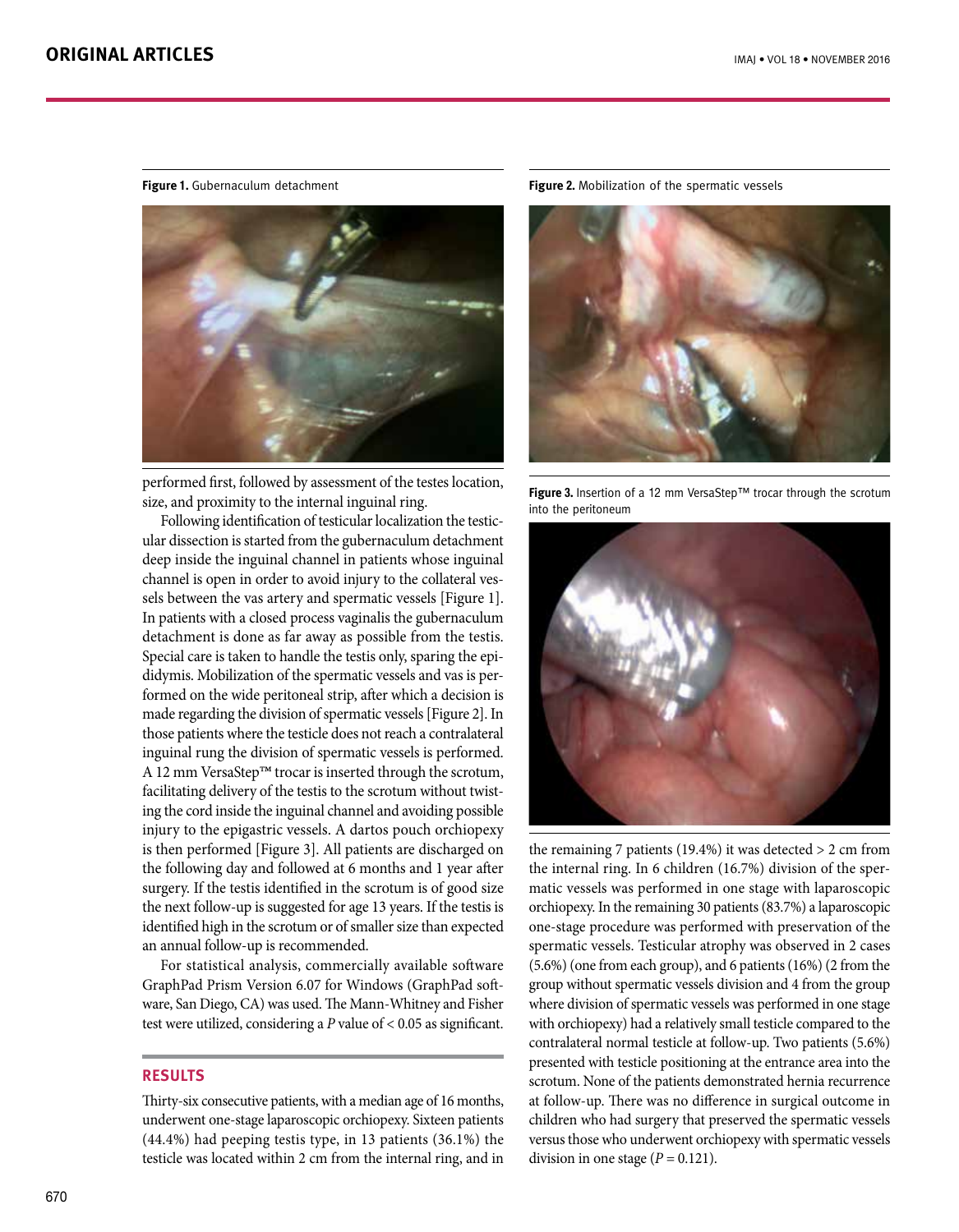**Figure 1.** Gubernaculum detachment

**Figure 2.** Mobilization of the spermatic vessels

**Figure 3.** Insertion of a 12 mm VersaStep™ trocar through the scrotum into the peritoneum

performed first, followed by assessment of the testes location, size, and proximity to the internal inguinal ring.

Following identification of testicular localization the testicular dissection is started from the gubernaculum detachment deep inside the inguinal channel in patients whose inguinal channel is open in order to avoid injury to the collateral vessels between the vas artery and spermatic vessels [Figure 1]. In patients with a closed process vaginalis the gubernaculum detachment is done as far away as possible from the testis. Special care is taken to handle the testis only, sparing the epididymis. Mobilization of the spermatic vessels and vas is performed on the wide peritoneal strip, after which a decision is made regarding the division of spermatic vessels [Figure 2]. In those patients where the testicle does not reach a contralateral inguinal rung the division of spermatic vessels is performed. A 12 mm VersaStep™ trocar is inserted through the scrotum, facilitating delivery of the testis to the scrotum without twisting the cord inside the inguinal channel and avoiding possible injury to the epigastric vessels. A dartos pouch orchiopexy is then performed [Figure 3]. All patients are discharged on the following day and followed at 6 months and 1 year after surgery. If the testis identified in the scrotum is of good size the next follow-up is suggested for age 13 years. If the testis is identified high in the scrotum or of smaller size than expected an annual follow-up is recommended.

For statistical analysis, commercially available software GraphPad Prism Version 6.07 for Windows (GraphPad software, San Diego, CA) was used. The Mann-Whitney and Fisher test were utilized, considering a *P* value of < 0.05 as significant.

## RESULTS

Thirty-six consecutive patients, with a median age of 16 months, underwent one-stage laparoscopic orchiopexy. Sixteen patients (44.4%) had peeping testis type, in 13 patients (36.1%) the testicle was located within 2 cm from the internal ring, and in the remaining 7 patients (19.4%) it was detected > 2 cm from the internal ring. In 6 children (16.7%) division of the spermatic vessels was performed in one stage with laparoscopic orchiopexy. In the remaining 30 patients (83.7%) a laparoscopic one-stage procedure was performed with preservation of the spermatic vessels. Testicular atrophy was observed in 2 cases (5.6%) (one from each group), and 6 patients (16%) (2 from the group without spermatic vessels division and 4 from the group where division of spermatic vessels was performed in one stage with orchiopexy) had a relatively small testicle compared to the contralateral normal testicle at follow-up. Two patients (5.6%) presented with testicle positioning at the entrance area into the scrotum. None of the patients demonstrated hernia recurrence at follow-up. There was no difference in surgical outcome in children who had surgery that preserved the spermatic vessels versus those who underwent orchiopexy with spermatic vessels division in one stage ($P = 0.121$).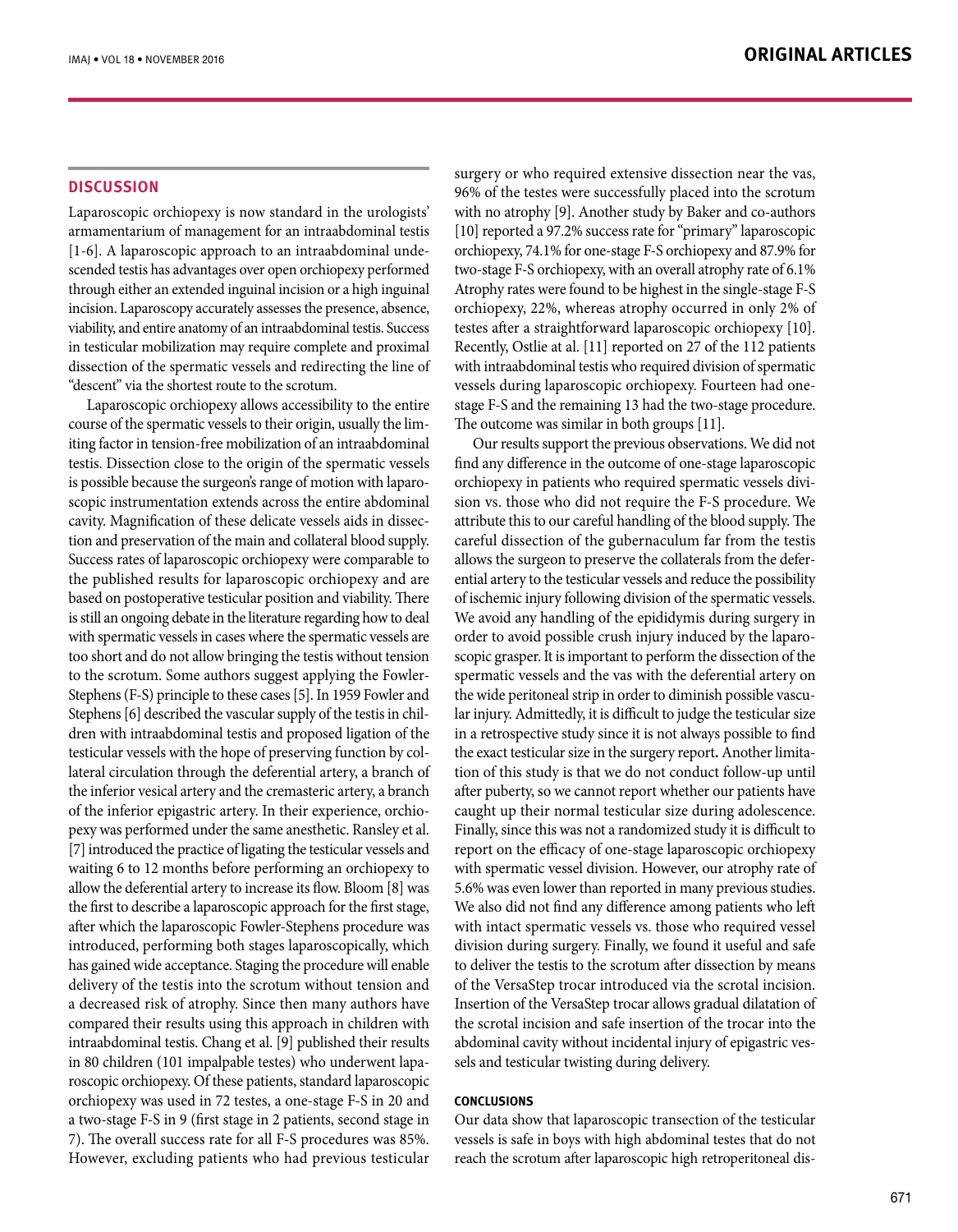## DISCUSSION

Laparoscopic orchiopexy is now standard in the urologists' armamentarium of management for an intraabdominal testis [1-6]. A laparoscopic approach to an intraabdominal undescended testis has advantages over open orchiopexy performed through either an extended inguinal incision or a high inguinal incision. Laparoscopy accurately assesses the presence, absence, viability, and entire anatomy of an intraabdominal testis. Success in testicular mobilization may require complete and proximal dissection of the spermatic vessels and redirecting the line of "descent" via the shortest route to the scrotum.

Laparoscopic orchiopexy allows accessibility to the entire course of the spermatic vessels to their origin, usually the limiting factor in tension-free mobilization of an intraabdominal testis. Dissection close to the origin of the spermatic vessels is possible because the surgeon's range of motion with laparoscopic instrumentation extends across the entire abdominal cavity. Magnification of these delicate vessels aids in dissection and preservation of the main and collateral blood supply. Success rates of laparoscopic orchiopexy were comparable to the published results for laparoscopic orchiopexy and are based on postoperative testicular position and viability. There is still an ongoing debate in the literature regarding how to deal with spermatic vessels in cases where the spermatic vessels are too short and do not allow bringing the testis without tension to the scrotum. Some authors suggest applying the Fowler-Stephens (F-S) principle to these cases [5]. In 1959 Fowler and Stephens [6] described the vascular supply of the testis in children with intraabdominal testis and proposed ligation of the testicular vessels with the hope of preserving function by collateral circulation through the deferential artery, a branch of the inferior vesical artery and the cremasteric artery, a branch of the inferior epigastric artery. In their experience, orchiopexy was performed under the same anesthetic. Ransley et al. [7] introduced the practice of ligating the testicular vessels and waiting 6 to 12 months before performing an orchiopexy to allow the deferential artery to increase its flow. Bloom [8] was the first to describe a laparoscopic approach for the first stage, after which the laparoscopic Fowler-Stephens procedure was introduced, performing both stages laparoscopically, which has gained wide acceptance. Staging the procedure will enable delivery of the testis into the scrotum without tension and a decreased risk of atrophy. Since then many authors have compared their results using this approach in children with intraabdominal testis. Chang et al. [9] published their results in 80 children (101 impalpable testes) who underwent laparoscopic orchiopexy. Of these patients, standard laparoscopic orchiopexy was used in 72 testes, a one-stage F-S in 20 and a two-stage F-S in 9 (first stage in 2 patients, second stage in 7). The overall success rate for all F-S procedures was 85%. However, excluding patients who had previous testicular surgery or who required extensive dissection near the vas, 96% of the testes were successfully placed into the scrotum with no atrophy [9]. Another study by Baker and co-authors [10] reported a 97.2% success rate for "primary" laparoscopic orchiopexy, 74.1% for one-stage F-S orchiopexy and 87.9% for two-stage F-S orchiopexy, with an overall atrophy rate of 6.1% Atrophy rates were found to be highest in the single-stage F-S orchiopexy, 22%, whereas atrophy occurred in only 2% of testes after a straightforward laparoscopic orchiopexy [10]. Recently, Ostlie at al. [11] reported on 27 of the 112 patients with intraabdominal testis who required division of spermatic vessels during laparoscopic orchiopexy. Fourteen had one-stage F-S and the remaining 13 had the two-stage procedure. The outcome was similar in both groups [11].

Our results support the previous observations. We did not find any difference in the outcome of one-stage laparoscopic orchiopexy in patients who required spermatic vessels division vs. those who did not require the F-S procedure. We attribute this to our careful handling of the blood supply. The careful dissection of the gubernaculum far from the testis allows the surgeon to preserve the collaterals from the deferential artery to the testicular vessels and reduce the possibility of ischemic injury following division of the spermatic vessels. We avoid any handling of the epididymis during surgery in order to avoid possible crush injury induced by the laparoscopic grasper. It is important to perform the dissection of the spermatic vessels and the vas with the deferential artery on the wide peritoneal strip in order to diminish possible vascular injury. Admittedly, it is difficult to judge the testicular size in a retrospective study since it is not always possible to find the exact testicular size in the surgery report**.** Another limitation of this study is that we do not conduct follow-up until after puberty, so we cannot report whether our patients have caught up their normal testicular size during adolescence. Finally, since this was not a randomized study it is difficult to report on the efficacy of one-stage laparoscopic orchiopexy with spermatic vessel division. However, our atrophy rate of 5.6% was even lower than reported in many previous studies. We also did not find any difference among patients who left with intact spermatic vessels vs. those who required vessel division during surgery. Finally, we found it useful and safe to deliver the testis to the scrotum after dissection by means of the VersaStep trocar introduced via the scrotal incision. Insertion of the VersaStep trocar allows gradual dilatation of the scrotal incision and safe insertion of the trocar into the abdominal cavity without incidental injury of epigastric vessels and testicular twisting during delivery.

### CONCLUSIONS

Our data show that laparoscopic transection of the testicular vessels is safe in boys with high abdominal testes that do not reach the scrotum after laparoscopic high retroperitoneal dis-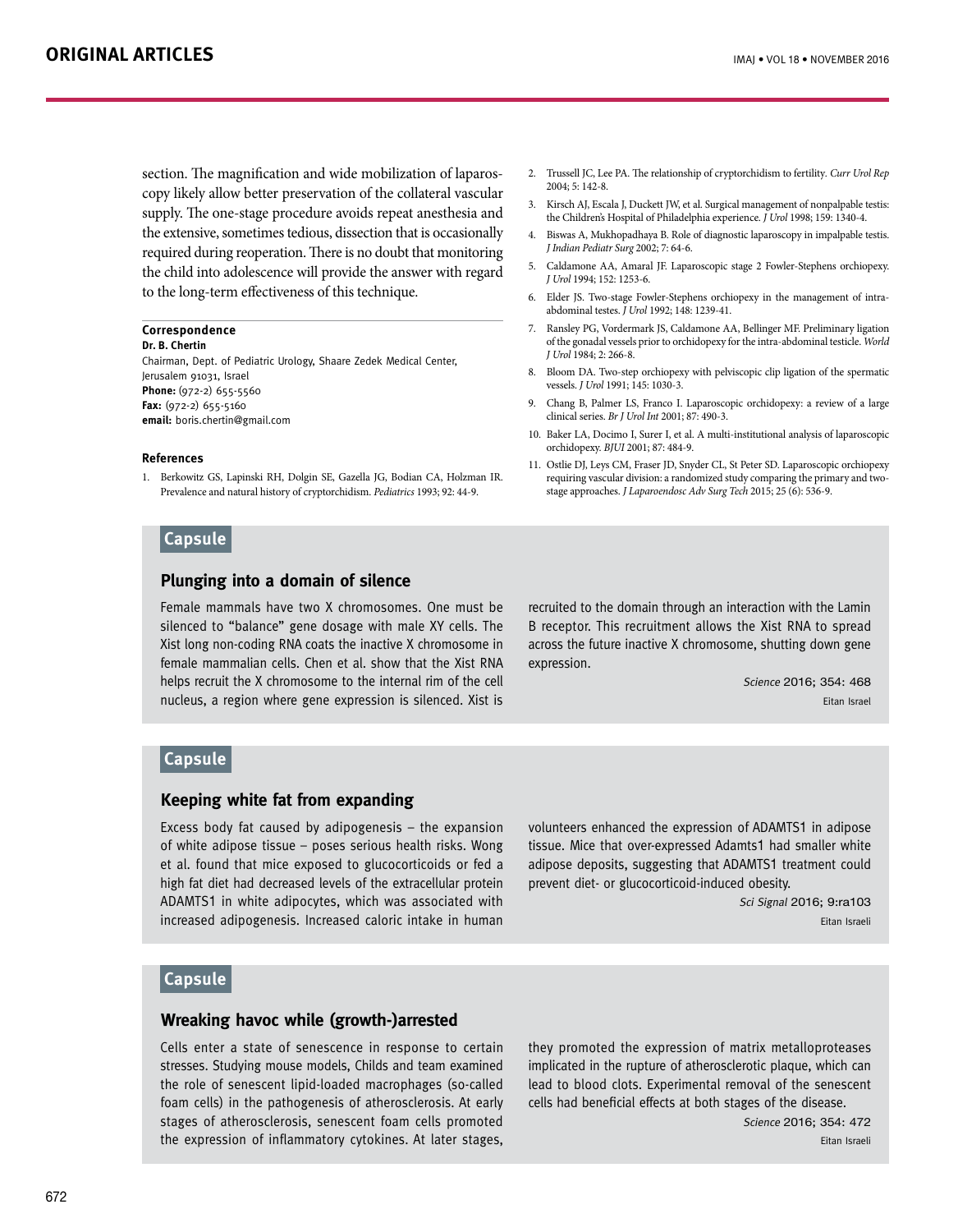section. The magnification and wide mobilization of laparoscopy likely allow better preservation of the collateral vascular supply. The one-stage procedure avoids repeat anesthesia and the extensive, sometimes tedious, dissection that is occasionally required during reoperation. There is no doubt that monitoring the child into adolescence will provide the answer with regard to the long-term effectiveness of this technique.

**Correspondence**

**Dr. B. Chertin**
Chairman, Dept. of Pediatric Urology, Shaare Zedek Medical Center, Jerusalem 91031, Israel
**Phone:** (972-2) 655-5560
**Fax:** (972-2) 655-5160
**email:** boris.chertin@gmail.com

**References**

1. Berkowitz GS, Lapinski RH, Dolgin SE, Gazella JG, Bodian CA, Holzman IR. Prevalence and natural history of cryptorchidism. *Pediatrics* 1993; 92: 44-9.
2. Trussell JC, Lee PA. The relationship of cryptorchidism to fertility. *Curr Urol Rep* 2004; 5: 142-8.
3. Kirsch AJ, Escala J, Duckett JW, et al. Surgical management of nonpalpable testis: the Children's Hospital of Philadelphia experience. *J Urol* 1998; 159: 1340-4.
4. Biswas A, Mukhopadhaya B. Role of diagnostic laparoscopy in impalpable testis. *J Indian Pediatr Surg* 2002; 7: 64-6.
5. Caldamone AA, Amaral JF. Laparoscopic stage 2 Fowler-Stephens orchiopexy. *J Urol* 1994; 152: 1253-6.
6. Elder JS. Two-stage Fowler-Stephens orchiopexy in the management of intra-abdominal testes. *J Urol* 1992; 148: 1239-41.
7. Ransley PG, Vordermark JS, Caldamone AA, Bellinger MF. Preliminary ligation of the gonadal vessels prior to orchidopexy for the intra-abdominal testicle. *World J Urol* 1984; 2: 266-8.
8. Bloom DA. Two-step orchiopexy with pelviscopic clip ligation of the spermatic vessels. *J Urol* 1991; 145: 1030-3.
9. Chang B, Palmer LS, Franco I. Laparoscopic orchidopexy: a review of a large clinical series. *Br J Urol Int* 2001; 87: 490-3.
10. Baker LA, Docimo I, Surer I, et al. A multi-institutional analysis of laparoscopic orchidopexy. *BJUI* 2001; 87: 484-9.
11. Ostlie DJ, Leys CM, Fraser JD, Snyder CL, St Peter SD. Laparoscopic orchiopexy requiring vascular division: a randomized study comparing the primary and two-stage approaches. *J Laparoendosc Adv Surg Tech* 2015; 25 (6): 536-9.

## Capsule

### Plunging into a domain of silence

Female mammals have two X chromosomes. One must be silenced to "balance" gene dosage with male XY cells. The Xist long non-coding RNA coats the inactive X chromosome in female mammalian cells. Chen et al. show that the Xist RNA helps recruit the X chromosome to the internal rim of the cell nucleus, a region where gene expression is silenced. Xist is recruited to the domain through an interaction with the Lamin B receptor. This recruitment allows the Xist RNA to spread across the future inactive X chromosome, shutting down gene expression.

*Science* 2016; 354: 468

Eitan Israel

## Capsule

### Keeping white fat from expanding

Excess body fat caused by adipogenesis – the expansion of white adipose tissue – poses serious health risks. Wong et al. found that mice exposed to glucocorticoids or fed a high fat diet had decreased levels of the extracellular protein ADAMTS1 in white adipocytes, which was associated with increased adipogenesis. Increased caloric intake in human volunteers enhanced the expression of ADAMTS1 in adipose tissue. Mice that over-expressed Adamts1 had smaller white adipose deposits, suggesting that ADAMTS1 treatment could prevent diet- or glucocorticoid-induced obesity.

*Sci Signal* 2016; 9:ra103

Eitan Israeli

## Capsule

### Wreaking havoc while (growth-)arrested

Cells enter a state of senescence in response to certain stresses. Studying mouse models, Childs and team examined the role of senescent lipid-loaded macrophages (so-called foam cells) in the pathogenesis of atherosclerosis. At early stages of atherosclerosis, senescent foam cells promoted the expression of inflammatory cytokines. At later stages, they promoted the expression of matrix metalloproteases implicated in the rupture of atherosclerotic plaque, which can lead to blood clots. Experimental removal of the senescent cells had beneficial effects at both stages of the disease.

*Science* 2016; 354: 472

Eitan Israeli